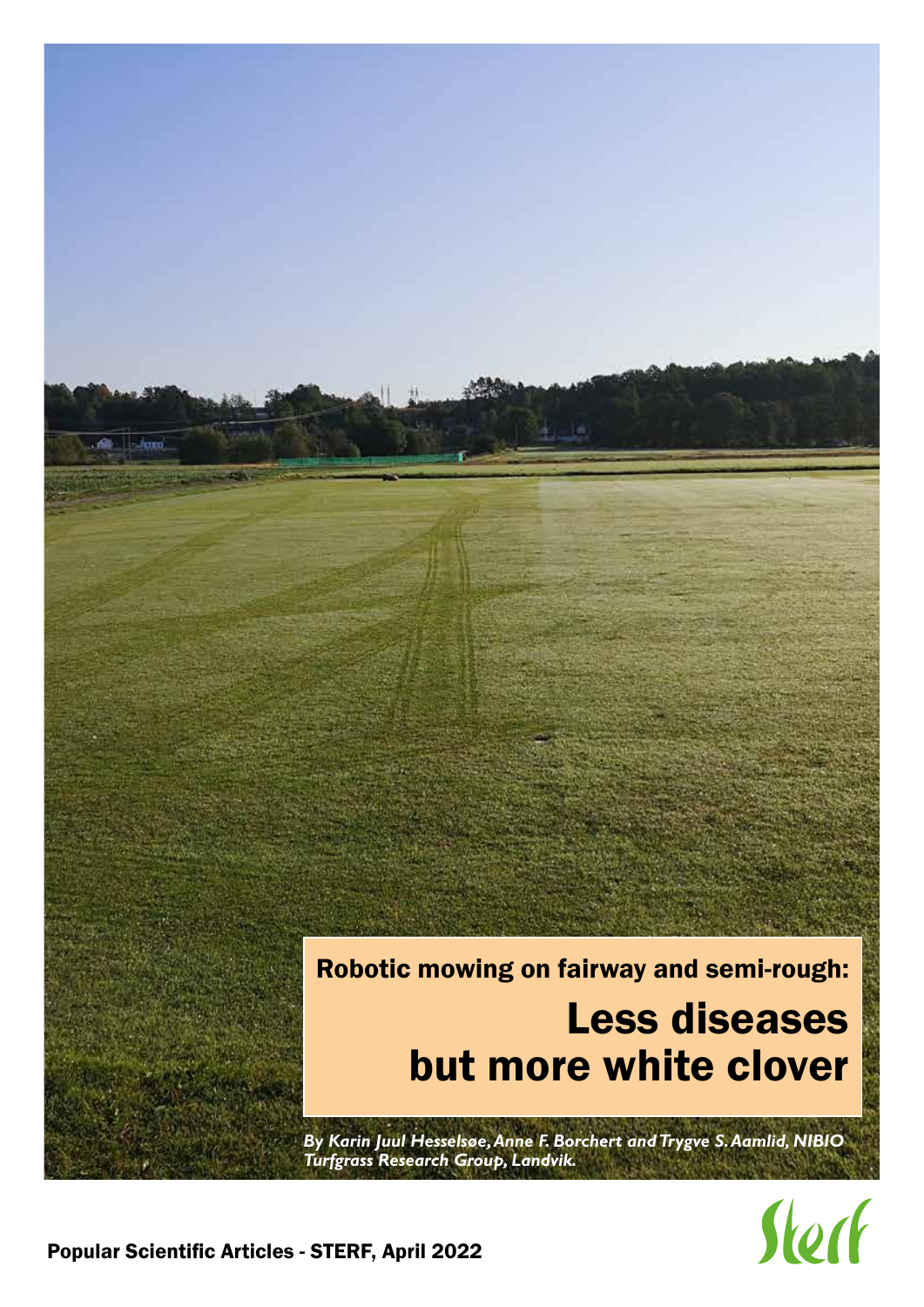## Robotic mowing on fairway and semi-rough:

# Less diseases but more white clover

*By Karin Juul Hesselsøe, Anne F. Borchert and Trygve S. Aamlid, NIBIO Turfgrass Research Group, Landvik.*

Popular Scientific Articles - STERF, April 2022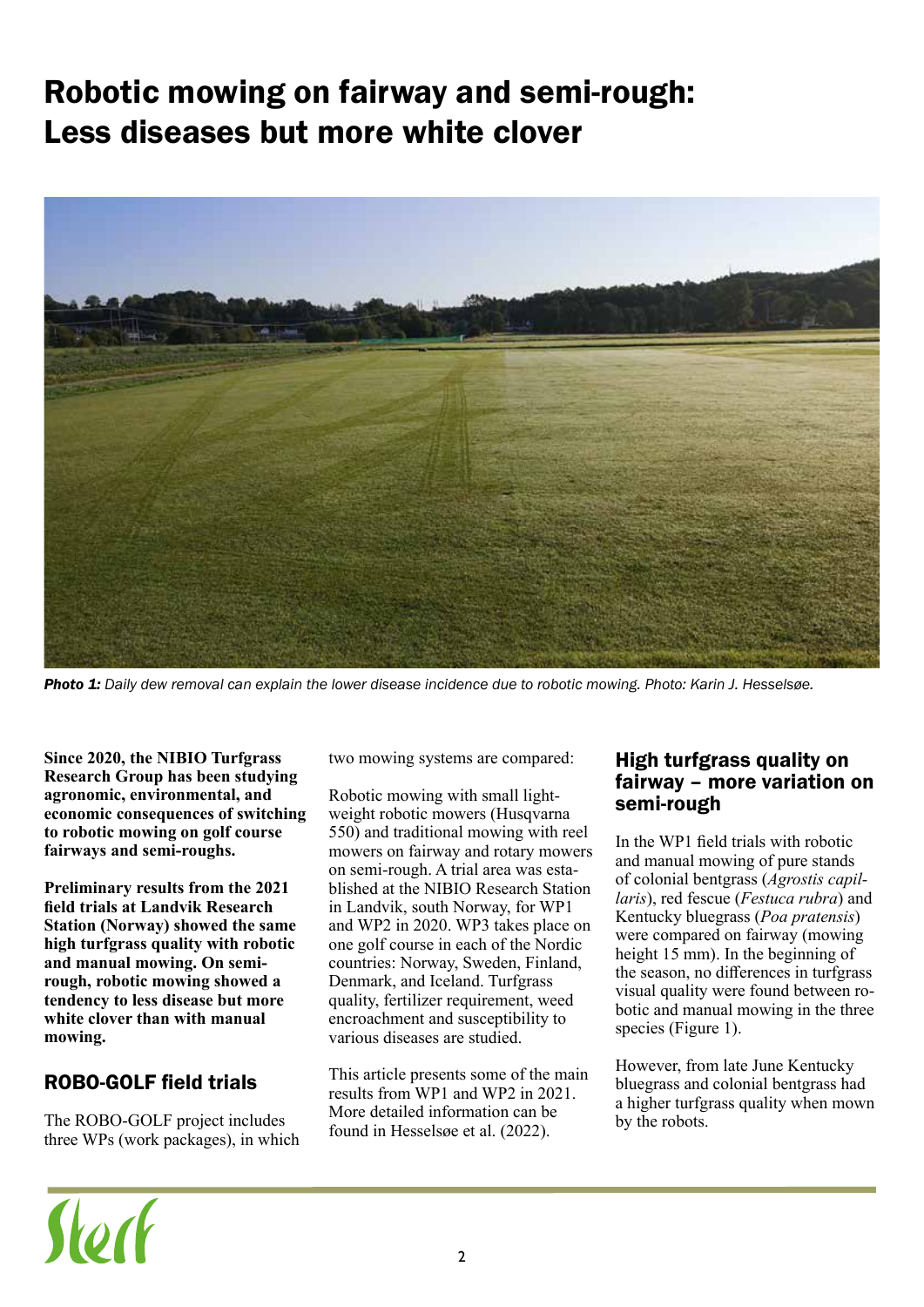# Robotic mowing on fairway and semi-rough: Less diseases but more white clover

***Photo 1:*** *Daily dew removal can explain the lower disease incidence due to robotic mowing. Photo: Karin J. Hesselsøe.*

**Since 2020, the NIBIO Turfgrass Research Group has been studying agronomic, environmental, and economic consequences of switching to robotic mowing on golf course fairways and semi-roughs.**

**Preliminary results from the 2021 field trials at Landvik Research Station (Norway) showed the same high turfgrass quality with robotic and manual mowing. On semi-rough, robotic mowing showed a tendency to less disease but more white clover than with manual mowing.**

## ROBO-GOLF field trials

The ROBO-GOLF project includes three WPs (work packages), in which two mowing systems are compared:

Robotic mowing with small light-weight robotic mowers (Husqvarna 550) and traditional mowing with reel mowers on fairway and rotary mowers on semi-rough. A trial area was established at the NIBIO Research Station in Landvik, south Norway, for WP1 and WP2 in 2020. WP3 takes place on one golf course in each of the Nordic countries: Norway, Sweden, Finland, Denmark, and Iceland. Turfgrass quality, fertilizer requirement, weed encroachment and susceptibility to various diseases are studied.

This article presents some of the main results from WP1 and WP2 in 2021. More detailed information can be found in Hesselsøe et al. (2022).

## High turfgrass quality on fairway – more variation on semi-rough

In the WP1 field trials with robotic and manual mowing of pure stands of colonial bentgrass (*Agrostis capillaris*), red fescue (*Festuca rubra*) and Kentucky bluegrass (*Poa pratensis*) were compared on fairway (mowing height 15 mm). In the beginning of the season, no differences in turfgrass visual quality were found between robotic and manual mowing in the three species (Figure 1).

However, from late June Kentucky bluegrass and colonial bentgrass had a higher turfgrass quality when mown by the robots.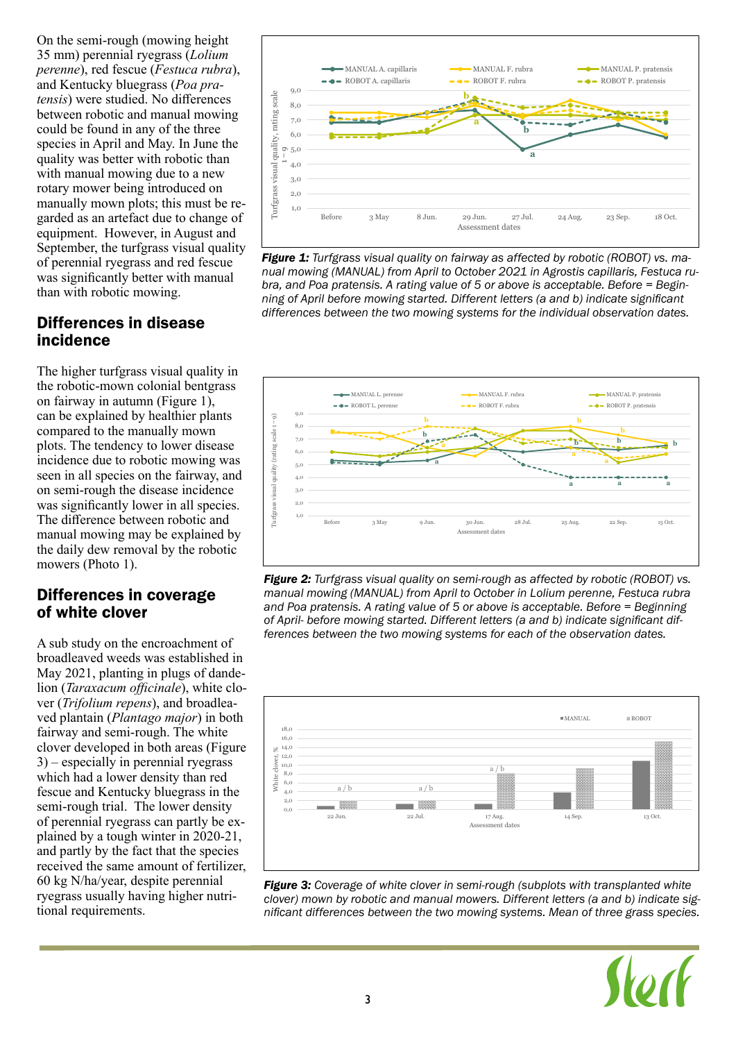On the semi-rough (mowing height 35 mm) perennial ryegrass (*Lolium perenne*), red fescue (*Festuca rubra*), and Kentucky bluegrass (*Poa pratensis*) were studied. No differences between robotic and manual mowing could be found in any of the three species in April and May. In June the quality was better with robotic than with manual mowing due to a new rotary mower being introduced on manually mown plots; this must be regarded as an artefact due to change of equipment. However, in August and September, the turfgrass visual quality of perennial ryegrass and red fescue was significantly better with manual than with robotic mowing.

## Differences in disease incidence

The higher turfgrass visual quality in the robotic-mown colonial bentgrass on fairway in autumn (Figure 1), can be explained by healthier plants compared to the manually mown plots. The tendency to lower disease incidence due to robotic mowing was seen in all species on the fairway, and on semi-rough the disease incidence was significantly lower in all species. The difference between robotic and manual mowing may be explained by the daily dew removal by the robotic mowers (Photo 1).

## Differences in coverage of white clover

A sub study on the encroachment of broadleaved weeds was established in May 2021, planting in plugs of dandelion (*Taraxacum officinale*), white clover (*Trifolium repens*), and broadleaved plantain (*Plantago major*) in both fairway and semi-rough. The white clover developed in both areas (Figure 3) – especially in perennial ryegrass which had a lower density than red fescue and Kentucky bluegrass in the semi-rough trial. The lower density of perennial ryegrass can partly be explained by a tough winter in 2020-21, and partly by the fact that the species received the same amount of fertilizer, 60 kg N/ha/year, despite perennial ryegrass usually having higher nutritional requirements.

***Figure 1:*** *Turfgrass visual quality on fairway as affected by robotic (ROBOT) vs. manual mowing (MANUAL) from April to October 2021 in Agrostis capillaris, Festuca rubra, and Poa pratensis. A rating value of 5 or above is acceptable. Before = Beginning of April before mowing started. Different letters (a and b) indicate significant differences between the two mowing systems for the individual observation dates.*

***Figure 2:*** *Turfgrass visual quality on semi-rough as affected by robotic (ROBOT) vs. manual mowing (MANUAL) from April to October in Lolium perenne, Festuca rubra and Poa pratensis. A rating value of 5 or above is acceptable. Before = Beginning of April- before mowing started. Different letters (a and b) indicate significant differences between the two mowing systems for each of the observation dates.*

***Figure 3:*** *Coverage of white clover in semi-rough (subplots with transplanted white clover) mown by robotic and manual mowers. Different letters (a and b) indicate significant differences between the two mowing systems. Mean of three grass species.*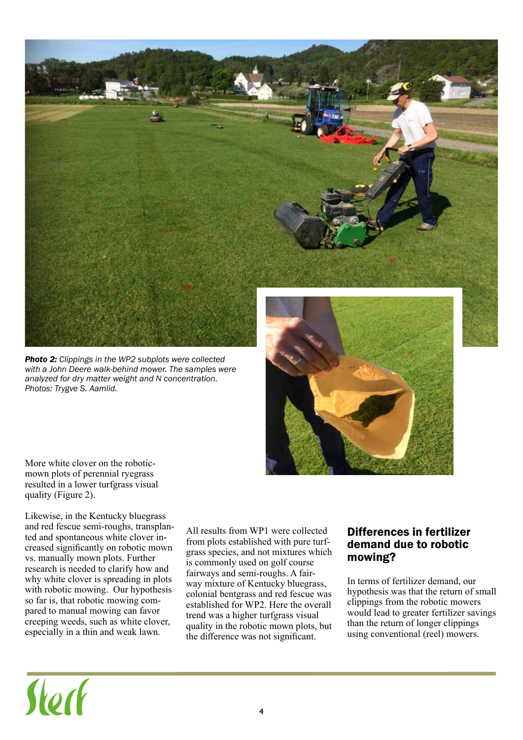*__Photo 2:__ Clippings in the WP2 subplots were collected with a John Deere walk-behind mower. The samples were analyzed for dry matter weight and N concentration. Photos: Trygve S. Aamlid.*

More white clover on the robotic-mown plots of perennial ryegrass resulted in a lower turfgrass visual quality (Figure 2).

Likewise, in the Kentucky bluegrass and red fescue semi-roughs, transplanted and spontaneous white clover increased significantly on robotic mown vs. manually mown plots. Further research is needed to clarify how and why white clover is spreading in plots with robotic mowing. Our hypothesis so far is, that robotic mowing compared to manual mowing can favor creeping weeds, such as white clover, especially in a thin and weak lawn.

All results from WP1 were collected from plots established with pure turfgrass species, and not mixtures which is commonly used on golf course fairways and semi-roughs. A fairway mixture of Kentucky bluegrass, colonial bentgrass and red fescue was established for WP2. Here the overall trend was a higher turfgrass visual quality in the robotic mown plots, but the difference was not significant.

## Differences in fertilizer demand due to robotic mowing?

In terms of fertilizer demand, our hypothesis was that the return of small clippings from the robotic mowers would lead to greater fertilizer savings than the return of longer clippings using conventional (reel) mowers.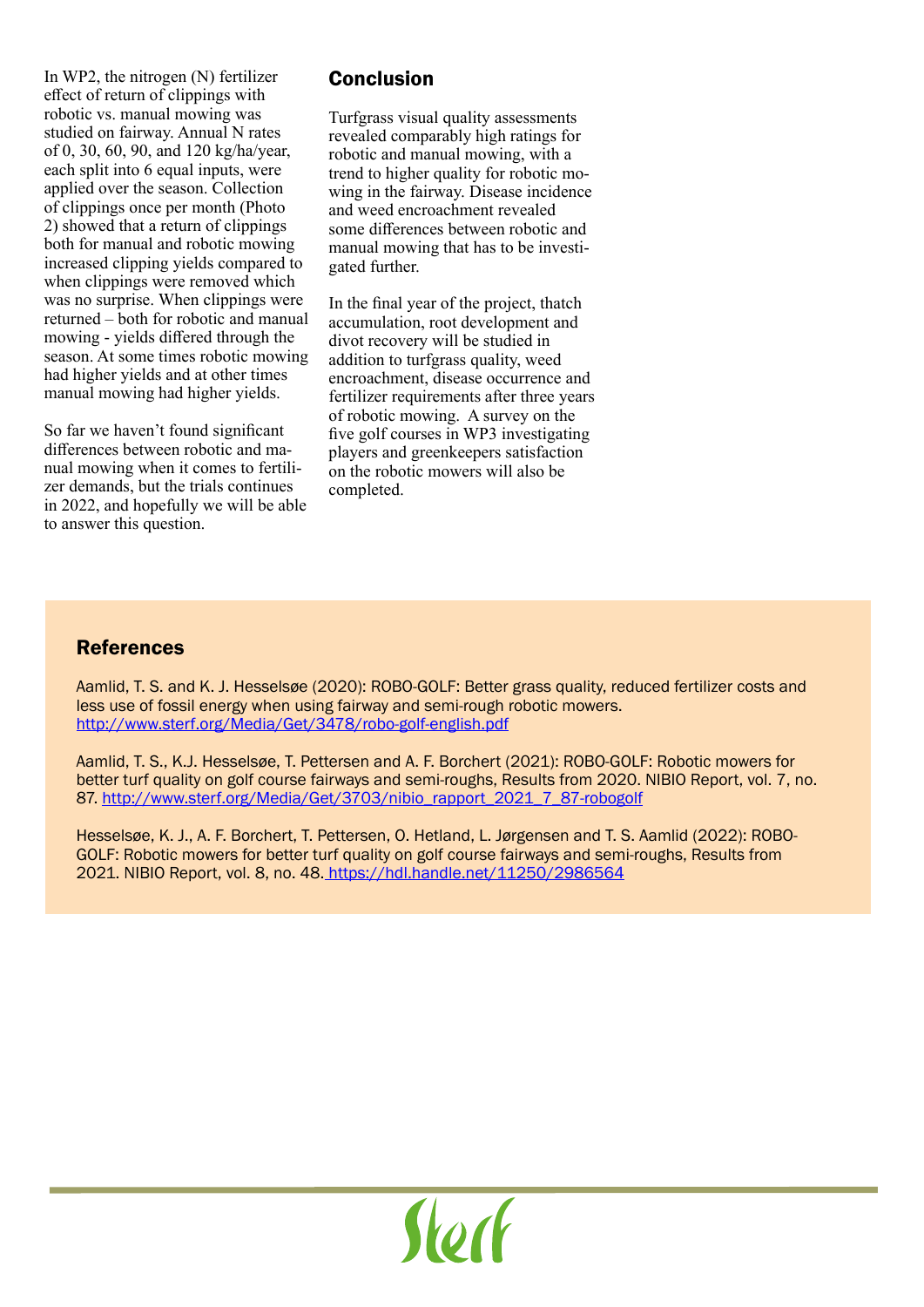In WP2, the nitrogen (N) fertilizer effect of return of clippings with robotic vs. manual mowing was studied on fairway. Annual N rates of 0, 30, 60, 90, and 120 kg/ha/year, each split into 6 equal inputs, were applied over the season. Collection of clippings once per month (Photo 2) showed that a return of clippings both for manual and robotic mowing increased clipping yields compared to when clippings were removed which was no surprise. When clippings were returned – both for robotic and manual mowing - yields differed through the season. At some times robotic mowing had higher yields and at other times manual mowing had higher yields.

So far we haven't found significant differences between robotic and manual mowing when it comes to fertilizer demands, but the trials continues in 2022, and hopefully we will be able to answer this question.

## Conclusion

Turfgrass visual quality assessments revealed comparably high ratings for robotic and manual mowing, with a trend to higher quality for robotic mowing in the fairway. Disease incidence and weed encroachment revealed some differences between robotic and manual mowing that has to be investigated further.

In the final year of the project, thatch accumulation, root development and divot recovery will be studied in addition to turfgrass quality, weed encroachment, disease occurrence and fertilizer requirements after three years of robotic mowing. A survey on the five golf courses in WP3 investigating players and greenkeepers satisfaction on the robotic mowers will also be completed.

## References

Aamlid, T. S. and K. J. Hesselsøe (2020): ROBO-GOLF: Better grass quality, reduced fertilizer costs and less use of fossil energy when using fairway and semi-rough robotic mowers. http://www.sterf.org/Media/Get/3478/robo-golf-english.pdf

Aamlid, T. S., K.J. Hesselsøe, T. Pettersen and A. F. Borchert (2021): ROBO-GOLF: Robotic mowers for better turf quality on golf course fairways and semi-roughs, Results from 2020. NIBIO Report, vol. 7, no. 87. http://www.sterf.org/Media/Get/3703/nibio_rapport_2021_7_87-robogolf

Hesselsøe, K. J., A. F. Borchert, T. Pettersen, O. Hetland, L. Jørgensen and T. S. Aamlid (2022): ROBO-GOLF: Robotic mowers for better turf quality on golf course fairways and semi-roughs, Results from 2021. NIBIO Report, vol. 8, no. 48. https://hdl.handle.net/11250/2986564